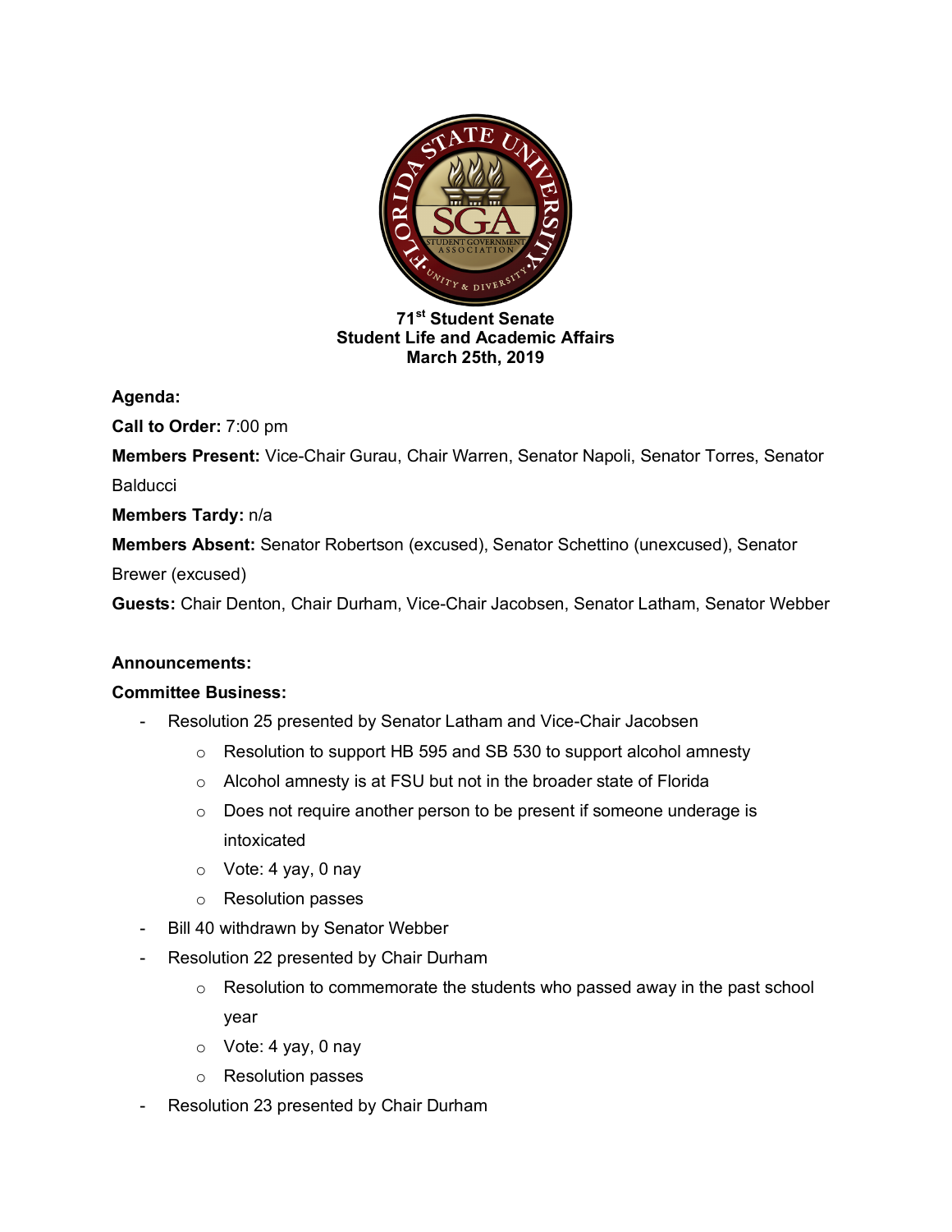**71st Student Senate**
**Student Life and Academic Affairs**
**March 25th, 2019**

**Agenda:**

**Call to Order:** 7:00 pm

**Members Present:** Vice-Chair Gurau, Chair Warren, Senator Napoli, Senator Torres, Senator Balducci

**Members Tardy:** n/a

**Members Absent:** Senator Robertson (excused), Senator Schettino (unexcused), Senator Brewer (excused)

**Guests:** Chair Denton, Chair Durham, Vice-Chair Jacobsen, Senator Latham, Senator Webber

**Announcements:**

**Committee Business:**

- Resolution 25 presented by Senator Latham and Vice-Chair Jacobsen
    - Resolution to support HB 595 and SB 530 to support alcohol amnesty
    - Alcohol amnesty is at FSU but not in the broader state of Florida
    - Does not require another person to be present if someone underage is intoxicated
    - Vote: 4 yay, 0 nay
    - Resolution passes
- Bill 40 withdrawn by Senator Webber
- Resolution 22 presented by Chair Durham
    - Resolution to commemorate the students who passed away in the past school year
    - Vote: 4 yay, 0 nay
    - Resolution passes
- Resolution 23 presented by Chair Durham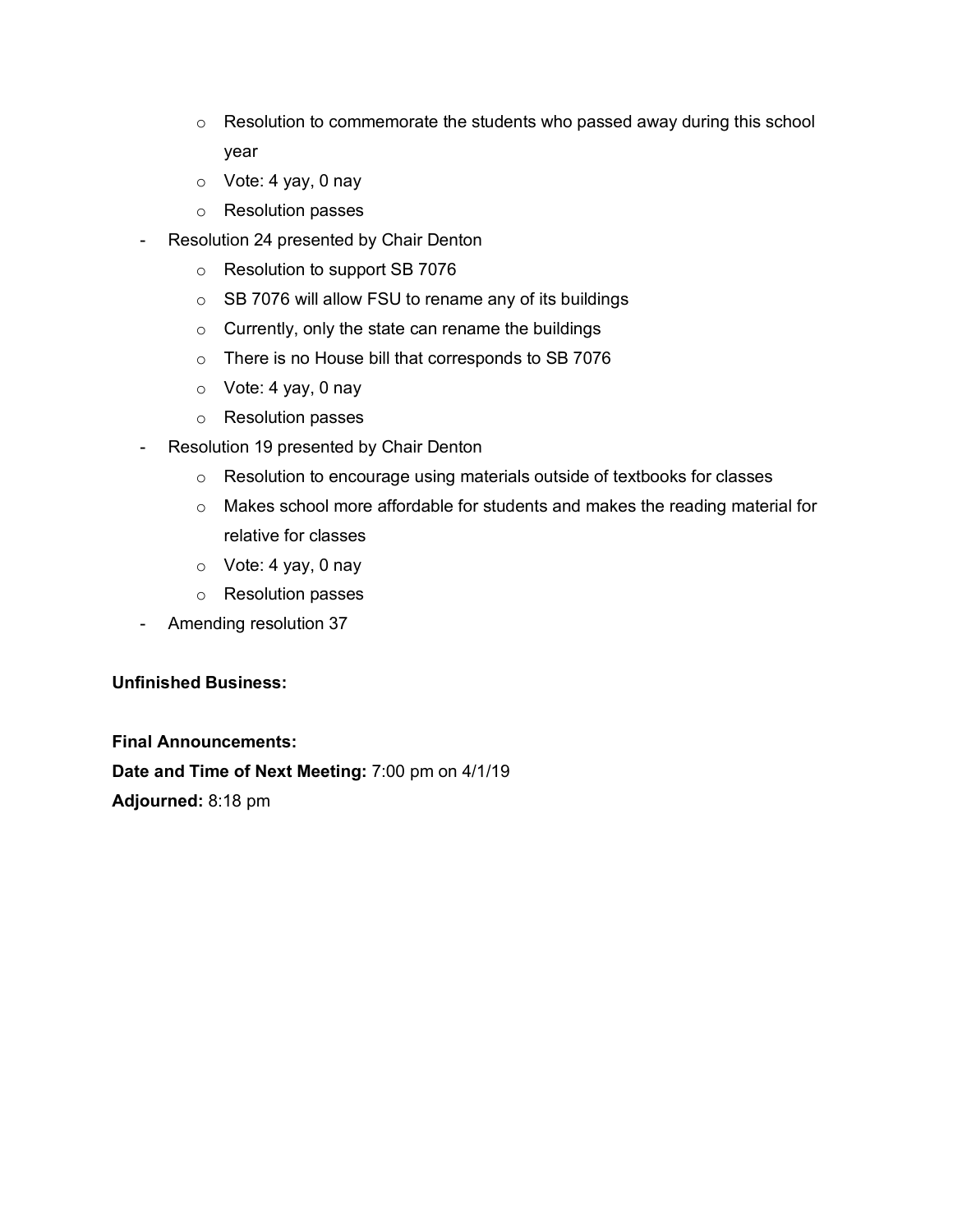- Resolution to commemorate the students who passed away during this school year
  - Vote: 4 yay, 0 nay
  - Resolution passes
- Resolution 24 presented by Chair Denton
  - Resolution to support SB 7076
  - SB 7076 will allow FSU to rename any of its buildings
  - Currently, only the state can rename the buildings
  - There is no House bill that corresponds to SB 7076
  - Vote: 4 yay, 0 nay
  - Resolution passes
- Resolution 19 presented by Chair Denton
  - Resolution to encourage using materials outside of textbooks for classes
  - Makes school more affordable for students and makes the reading material for relative for classes
  - Vote: 4 yay, 0 nay
  - Resolution passes
- Amending resolution 37

**Unfinished Business:**

**Final Announcements:**

**Date and Time of Next Meeting:** 7:00 pm on 4/1/19

**Adjourned:** 8:18 pm